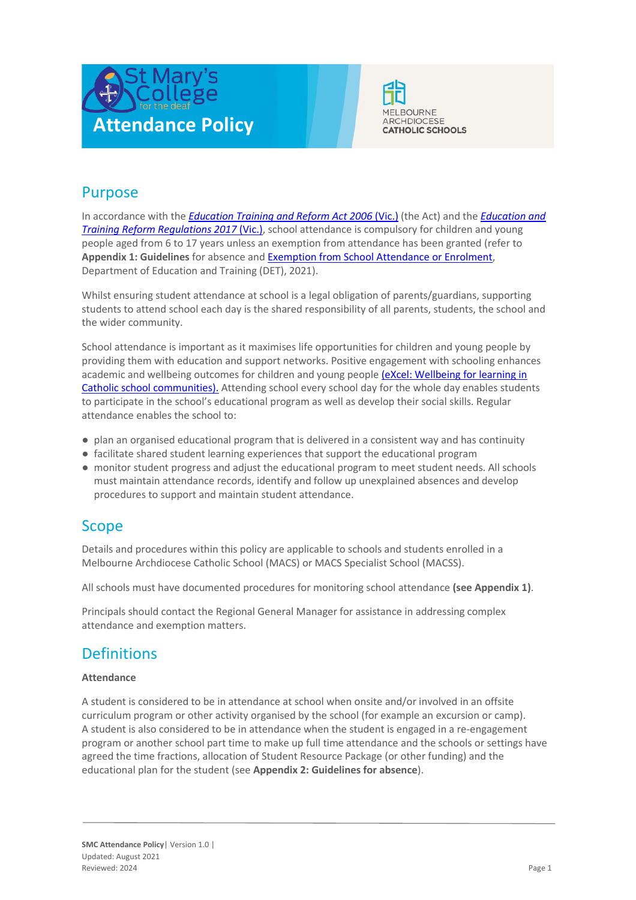# Attendance Policy

## Purpose

In accordance with the *Education Training and Reform Act 2006* (Vic.) (the Act) and the *Education and Training Reform Regulations 2017* (Vic.), school attendance is compulsory for children and young people aged from 6 to 17 years unless an exemption from attendance has been granted (refer to **Appendix 1: Guidelines** for absence and Exemption from School Attendance or Enrolment, Department of Education and Training (DET), 2021).

Whilst ensuring student attendance at school is a legal obligation of parents/guardians, supporting students to attend school each day is the shared responsibility of all parents, students, the school and the wider community.

School attendance is important as it maximises life opportunities for children and young people by providing them with education and support networks. Positive engagement with schooling enhances academic and wellbeing outcomes for children and young people (eXcel: Wellbeing for learning in Catholic school communities). Attending school every school day for the whole day enables students to participate in the school's educational program as well as develop their social skills. Regular attendance enables the school to:

- plan an organised educational program that is delivered in a consistent way and has continuity
- facilitate shared student learning experiences that support the educational program
- monitor student progress and adjust the educational program to meet student needs. All schools must maintain attendance records, identify and follow up unexplained absences and develop procedures to support and maintain student attendance.

## Scope

Details and procedures within this policy are applicable to schools and students enrolled in a Melbourne Archdiocese Catholic School (MACS) or MACS Specialist School (MACSS).

All schools must have documented procedures for monitoring school attendance **(see Appendix 1)**.

Principals should contact the Regional General Manager for assistance in addressing complex attendance and exemption matters.

## Definitions

**Attendance**

A student is considered to be in attendance at school when onsite and/or involved in an offsite curriculum program or other activity organised by the school (for example an excursion or camp). A student is also considered to be in attendance when the student is engaged in a re-engagement program or another school part time to make up full time attendance and the schools or settings have agreed the time fractions, allocation of Student Resource Package (or other funding) and the educational plan for the student (see **Appendix 2: Guidelines for absence**).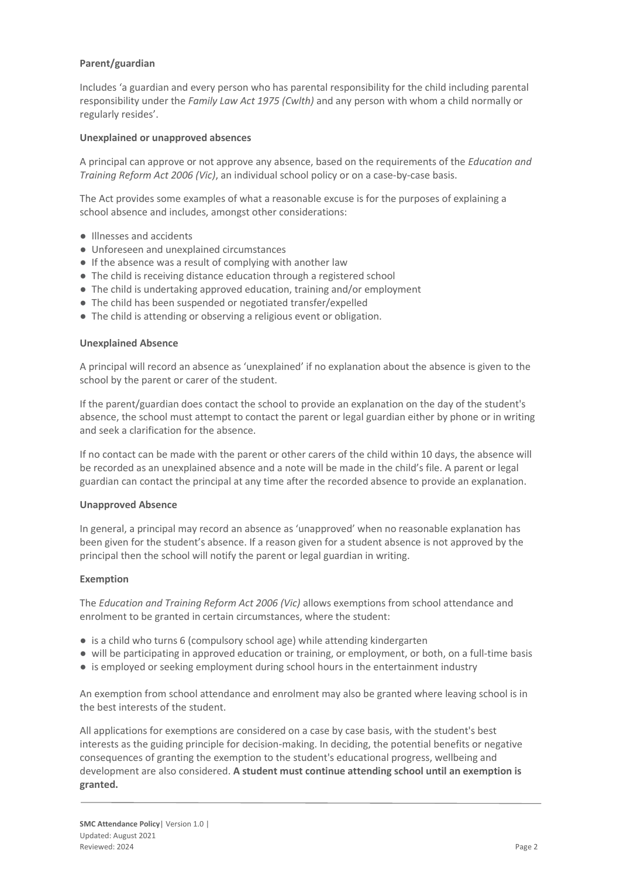**Parent/guardian**

Includes 'a guardian and every person who has parental responsibility for the child including parental responsibility under the *Family Law Act 1975 (Cwlth)* and any person with whom a child normally or regularly resides'.

**Unexplained or unapproved absences**

A principal can approve or not approve any absence, based on the requirements of the *Education and Training Reform Act 2006 (Vic)*, an individual school policy or on a case-by-case basis.

The Act provides some examples of what a reasonable excuse is for the purposes of explaining a school absence and includes, amongst other considerations:

- Illnesses and accidents
- Unforeseen and unexplained circumstances
- If the absence was a result of complying with another law
- The child is receiving distance education through a registered school
- The child is undertaking approved education, training and/or employment
- The child has been suspended or negotiated transfer/expelled
- The child is attending or observing a religious event or obligation.

**Unexplained Absence**

A principal will record an absence as 'unexplained' if no explanation about the absence is given to the school by the parent or carer of the student.

If the parent/guardian does contact the school to provide an explanation on the day of the student's absence, the school must attempt to contact the parent or legal guardian either by phone or in writing and seek a clarification for the absence.

If no contact can be made with the parent or other carers of the child within 10 days, the absence will be recorded as an unexplained absence and a note will be made in the child's file. A parent or legal guardian can contact the principal at any time after the recorded absence to provide an explanation.

**Unapproved Absence**

In general, a principal may record an absence as 'unapproved' when no reasonable explanation has been given for the student's absence. If a reason given for a student absence is not approved by the principal then the school will notify the parent or legal guardian in writing.

**Exemption**

The *Education and Training Reform Act 2006 (Vic)* allows exemptions from school attendance and enrolment to be granted in certain circumstances, where the student:

- is a child who turns 6 (compulsory school age) while attending kindergarten
- will be participating in approved education or training, or employment, or both, on a full-time basis
- is employed or seeking employment during school hours in the entertainment industry

An exemption from school attendance and enrolment may also be granted where leaving school is in the best interests of the student.

All applications for exemptions are considered on a case by case basis, with the student's best interests as the guiding principle for decision-making. In deciding, the potential benefits or negative consequences of granting the exemption to the student's educational progress, wellbeing and development are also considered. **A student must continue attending school until an exemption is granted.**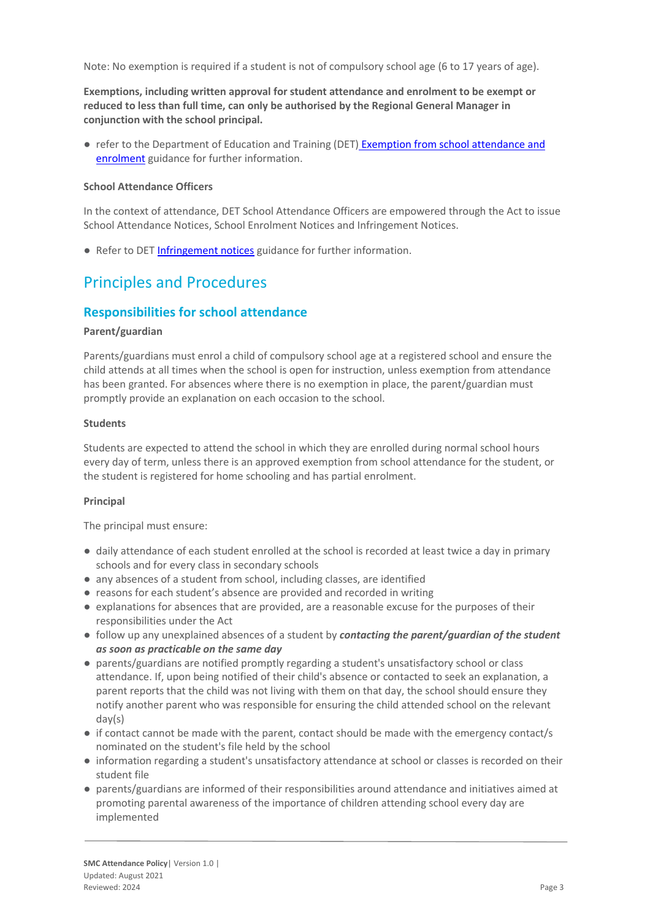Note: No exemption is required if a student is not of compulsory school age (6 to 17 years of age).

**Exemptions, including written approval for student attendance and enrolment to be exempt or reduced to less than full time, can only be authorised by the Regional General Manager in conjunction with the school principal.**

- refer to the Department of Education and Training (DET) Exemption from school attendance and enrolment guidance for further information.

**School Attendance Officers**

In the context of attendance, DET School Attendance Officers are empowered through the Act to issue School Attendance Notices, School Enrolment Notices and Infringement Notices.

- Refer to DET Infringement notices guidance for further information.

# Principles and Procedures

## Responsibilities for school attendance

**Parent/guardian**

Parents/guardians must enrol a child of compulsory school age at a registered school and ensure the child attends at all times when the school is open for instruction, unless exemption from attendance has been granted. For absences where there is no exemption in place, the parent/guardian must promptly provide an explanation on each occasion to the school.

**Students**

Students are expected to attend the school in which they are enrolled during normal school hours every day of term, unless there is an approved exemption from school attendance for the student, or the student is registered for home schooling and has partial enrolment.

**Principal**

The principal must ensure:

- daily attendance of each student enrolled at the school is recorded at least twice a day in primary schools and for every class in secondary schools
- any absences of a student from school, including classes, are identified
- reasons for each student's absence are provided and recorded in writing
- explanations for absences that are provided, are a reasonable excuse for the purposes of their responsibilities under the Act
- follow up any unexplained absences of a student by ***contacting the parent/guardian of the student as soon as practicable on the same day***
- parents/guardians are notified promptly regarding a student's unsatisfactory school or class attendance. If, upon being notified of their child's absence or contacted to seek an explanation, a parent reports that the child was not living with them on that day, the school should ensure they notify another parent who was responsible for ensuring the child attended school on the relevant day(s)
- if contact cannot be made with the parent, contact should be made with the emergency contact/s nominated on the student's file held by the school
- information regarding a student's unsatisfactory attendance at school or classes is recorded on their student file
- parents/guardians are informed of their responsibilities around attendance and initiatives aimed at promoting parental awareness of the importance of children attending school every day are implemented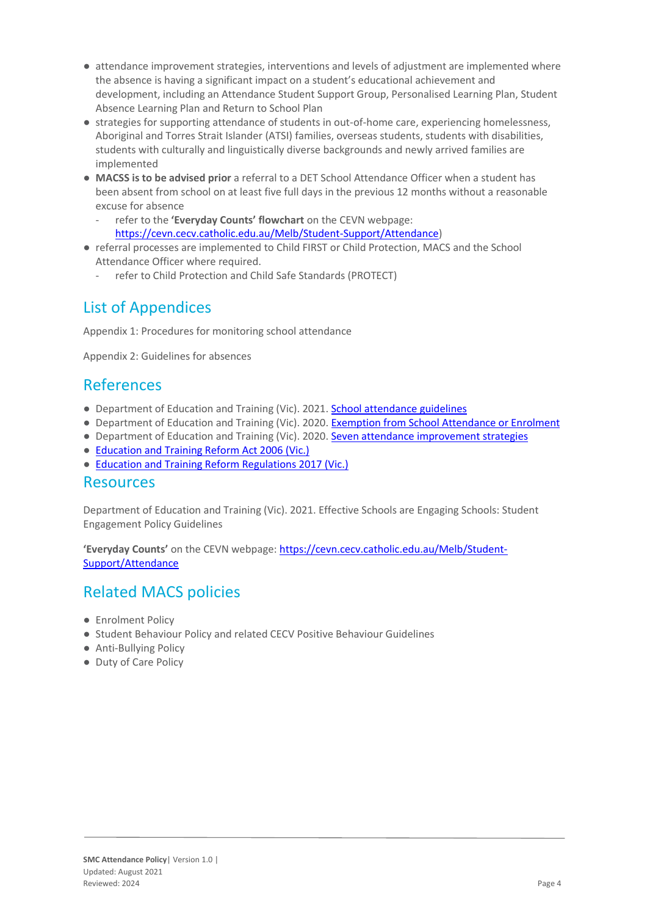- attendance improvement strategies, interventions and levels of adjustment are implemented where the absence is having a significant impact on a student's educational achievement and development, including an Attendance Student Support Group, Personalised Learning Plan, Student Absence Learning Plan and Return to School Plan
- strategies for supporting attendance of students in out-of-home care, experiencing homelessness, Aboriginal and Torres Strait Islander (ATSI) families, overseas students, students with disabilities, students with culturally and linguistically diverse backgrounds and newly arrived families are implemented
- **MACSS is to be advised prior** a referral to a DET School Attendance Officer when a student has been absent from school on at least five full days in the previous 12 months without a reasonable excuse for absence
  - refer to the **'Everyday Counts' flowchart** on the CEVN webpage: [https://cevn.cecv.catholic.edu.au/Melb/Student-Support/Attendance](https://cevn.cecv.catholic.edu.au/Melb/Student-Support/Attendance))
- referral processes are implemented to Child FIRST or Child Protection, MACS and the School Attendance Officer where required.
  - refer to Child Protection and Child Safe Standards (PROTECT)

## List of Appendices

Appendix 1: Procedures for monitoring school attendance

Appendix 2: Guidelines for absences

## References

- Department of Education and Training (Vic). 2021. School attendance guidelines
- Department of Education and Training (Vic). 2020. Exemption from School Attendance or Enrolment
- Department of Education and Training (Vic). 2020. Seven attendance improvement strategies
- Education and Training Reform Act 2006 (Vic.)
- Education and Training Reform Regulations 2017 (Vic.)

## Resources

Department of Education and Training (Vic). 2021. Effective Schools are Engaging Schools: Student Engagement Policy Guidelines

**'Everyday Counts'** on the CEVN webpage: [https://cevn.cecv.catholic.edu.au/Melb/Student-Support/Attendance](https://cevn.cecv.catholic.edu.au/Melb/Student-Support/Attendance)

## Related MACS policies

- Enrolment Policy
- Student Behaviour Policy and related CECV Positive Behaviour Guidelines
- Anti-Bullying Policy
- Duty of Care Policy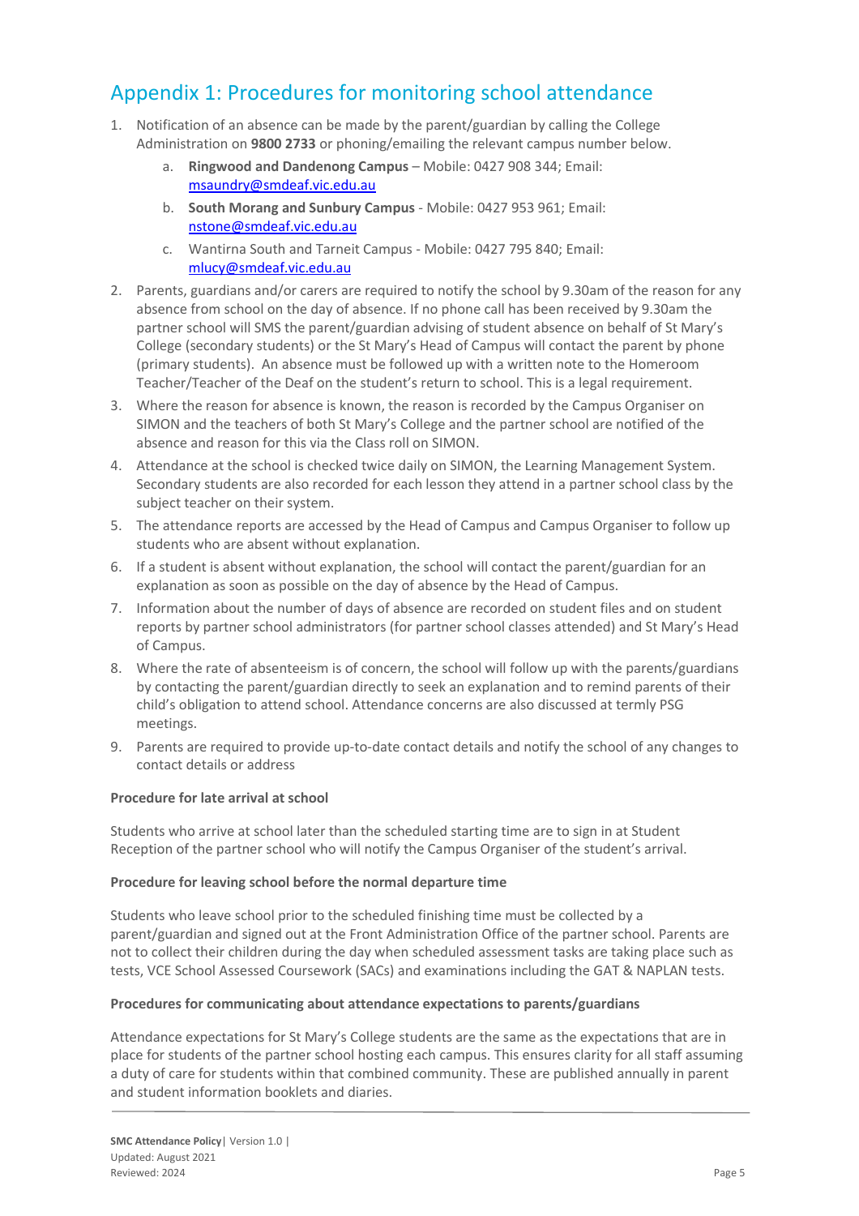## Appendix 1: Procedures for monitoring school attendance

1. Notification of an absence can be made by the parent/guardian by calling the College Administration on **9800 2733** or phoning/emailing the relevant campus number below.
    a. **Ringwood and Dandenong Campus** – Mobile: 0427 908 344; Email: msaundry@smdeaf.vic.edu.au
    b. **South Morang and Sunbury Campus** - Mobile: 0427 953 961; Email: nstone@smdeaf.vic.edu.au
    c. Wantirna South and Tarneit Campus - Mobile: 0427 795 840; Email: mlucy@smdeaf.vic.edu.au
2. Parents, guardians and/or carers are required to notify the school by 9.30am of the reason for any absence from school on the day of absence. If no phone call has been received by 9.30am the partner school will SMS the parent/guardian advising of student absence on behalf of St Mary's College (secondary students) or the St Mary's Head of Campus will contact the parent by phone (primary students). An absence must be followed up with a written note to the Homeroom Teacher/Teacher of the Deaf on the student's return to school. This is a legal requirement.
3. Where the reason for absence is known, the reason is recorded by the Campus Organiser on SIMON and the teachers of both St Mary's College and the partner school are notified of the absence and reason for this via the Class roll on SIMON.
4. Attendance at the school is checked twice daily on SIMON, the Learning Management System. Secondary students are also recorded for each lesson they attend in a partner school class by the subject teacher on their system.
5. The attendance reports are accessed by the Head of Campus and Campus Organiser to follow up students who are absent without explanation.
6. If a student is absent without explanation, the school will contact the parent/guardian for an explanation as soon as possible on the day of absence by the Head of Campus.
7. Information about the number of days of absence are recorded on student files and on student reports by partner school administrators (for partner school classes attended) and St Mary's Head of Campus.
8. Where the rate of absenteeism is of concern, the school will follow up with the parents/guardians by contacting the parent/guardian directly to seek an explanation and to remind parents of their child's obligation to attend school. Attendance concerns are also discussed at termly PSG meetings.
9. Parents are required to provide up-to-date contact details and notify the school of any changes to contact details or address

**Procedure for late arrival at school**

Students who arrive at school later than the scheduled starting time are to sign in at Student Reception of the partner school who will notify the Campus Organiser of the student's arrival.

**Procedure for leaving school before the normal departure time**

Students who leave school prior to the scheduled finishing time must be collected by a parent/guardian and signed out at the Front Administration Office of the partner school. Parents are not to collect their children during the day when scheduled assessment tasks are taking place such as tests, VCE School Assessed Coursework (SACs) and examinations including the GAT & NAPLAN tests.

**Procedures for communicating about attendance expectations to parents/guardians**

Attendance expectations for St Mary's College students are the same as the expectations that are in place for students of the partner school hosting each campus. This ensures clarity for all staff assuming a duty of care for students within that combined community. These are published annually in parent and student information booklets and diaries.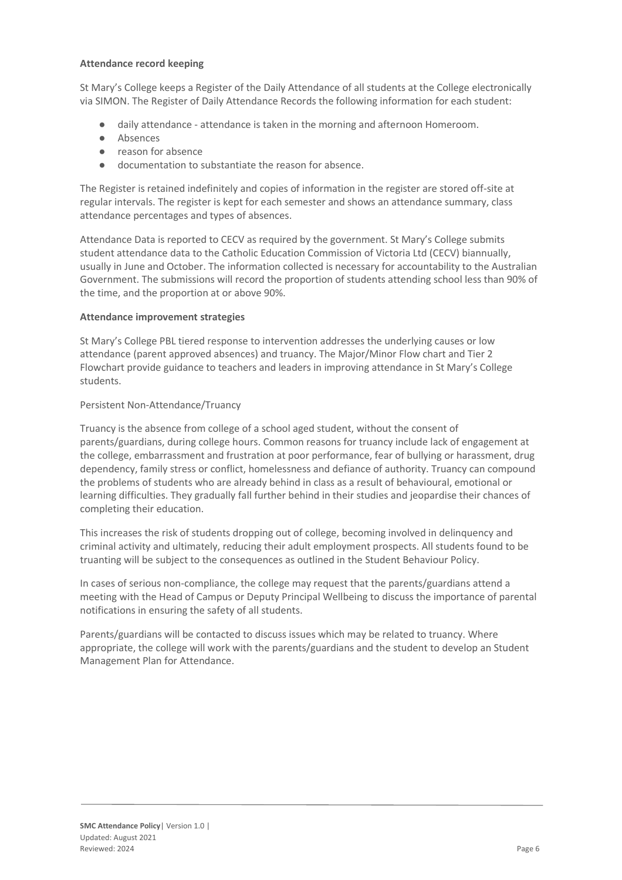**Attendance record keeping**

St Mary's College keeps a Register of the Daily Attendance of all students at the College electronically via SIMON. The Register of Daily Attendance Records the following information for each student:

- daily attendance - attendance is taken in the morning and afternoon Homeroom.
- Absences
- reason for absence
- documentation to substantiate the reason for absence.

The Register is retained indefinitely and copies of information in the register are stored off-site at regular intervals. The register is kept for each semester and shows an attendance summary, class attendance percentages and types of absences.

Attendance Data is reported to CECV as required by the government. St Mary's College submits student attendance data to the Catholic Education Commission of Victoria Ltd (CECV) biannually, usually in June and October. The information collected is necessary for accountability to the Australian Government. The submissions will record the proportion of students attending school less than 90% of the time, and the proportion at or above 90%.

**Attendance improvement strategies**

St Mary's College PBL tiered response to intervention addresses the underlying causes or low attendance (parent approved absences) and truancy. The Major/Minor Flow chart and Tier 2 Flowchart provide guidance to teachers and leaders in improving attendance in St Mary's College students.

Persistent Non-Attendance/Truancy

Truancy is the absence from college of a school aged student, without the consent of parents/guardians, during college hours. Common reasons for truancy include lack of engagement at the college, embarrassment and frustration at poor performance, fear of bullying or harassment, drug dependency, family stress or conflict, homelessness and defiance of authority. Truancy can compound the problems of students who are already behind in class as a result of behavioural, emotional or learning difficulties. They gradually fall further behind in their studies and jeopardise their chances of completing their education.

This increases the risk of students dropping out of college, becoming involved in delinquency and criminal activity and ultimately, reducing their adult employment prospects. All students found to be truanting will be subject to the consequences as outlined in the Student Behaviour Policy.

In cases of serious non-compliance, the college may request that the parents/guardians attend a meeting with the Head of Campus or Deputy Principal Wellbeing to discuss the importance of parental notifications in ensuring the safety of all students.

Parents/guardians will be contacted to discuss issues which may be related to truancy. Where appropriate, the college will work with the parents/guardians and the student to develop an Student Management Plan for Attendance.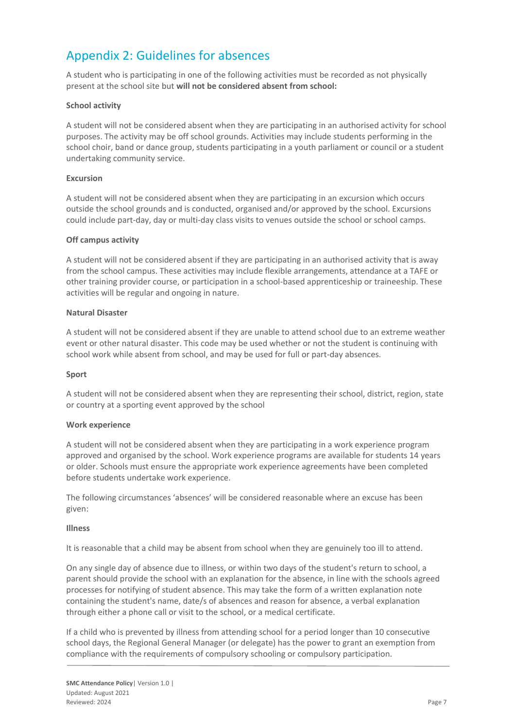## Appendix 2: Guidelines for absences

A student who is participating in one of the following activities must be recorded as not physically present at the school site but **will not be considered absent from school:**

**School activity**

A student will not be considered absent when they are participating in an authorised activity for school purposes. The activity may be off school grounds. Activities may include students performing in the school choir, band or dance group, students participating in a youth parliament or council or a student undertaking community service.

**Excursion**

A student will not be considered absent when they are participating in an excursion which occurs outside the school grounds and is conducted, organised and/or approved by the school. Excursions could include part-day, day or multi-day class visits to venues outside the school or school camps.

**Off campus activity**

A student will not be considered absent if they are participating in an authorised activity that is away from the school campus. These activities may include flexible arrangements, attendance at a TAFE or other training provider course, or participation in a school-based apprenticeship or traineeship. These activities will be regular and ongoing in nature.

**Natural Disaster**

A student will not be considered absent if they are unable to attend school due to an extreme weather event or other natural disaster. This code may be used whether or not the student is continuing with school work while absent from school, and may be used for full or part-day absences.

**Sport**

A student will not be considered absent when they are representing their school, district, region, state or country at a sporting event approved by the school

**Work experience**

A student will not be considered absent when they are participating in a work experience program approved and organised by the school. Work experience programs are available for students 14 years or older. Schools must ensure the appropriate work experience agreements have been completed before students undertake work experience.

The following circumstances 'absences' will be considered reasonable where an excuse has been given:

**Illness**

It is reasonable that a child may be absent from school when they are genuinely too ill to attend.

On any single day of absence due to illness, or within two days of the student's return to school, a parent should provide the school with an explanation for the absence, in line with the schools agreed processes for notifying of student absence. This may take the form of a written explanation note containing the student's name, date/s of absences and reason for absence, a verbal explanation through either a phone call or visit to the school, or a medical certificate.

If a child who is prevented by illness from attending school for a period longer than 10 consecutive school days, the Regional General Manager (or delegate) has the power to grant an exemption from compliance with the requirements of compulsory schooling or compulsory participation.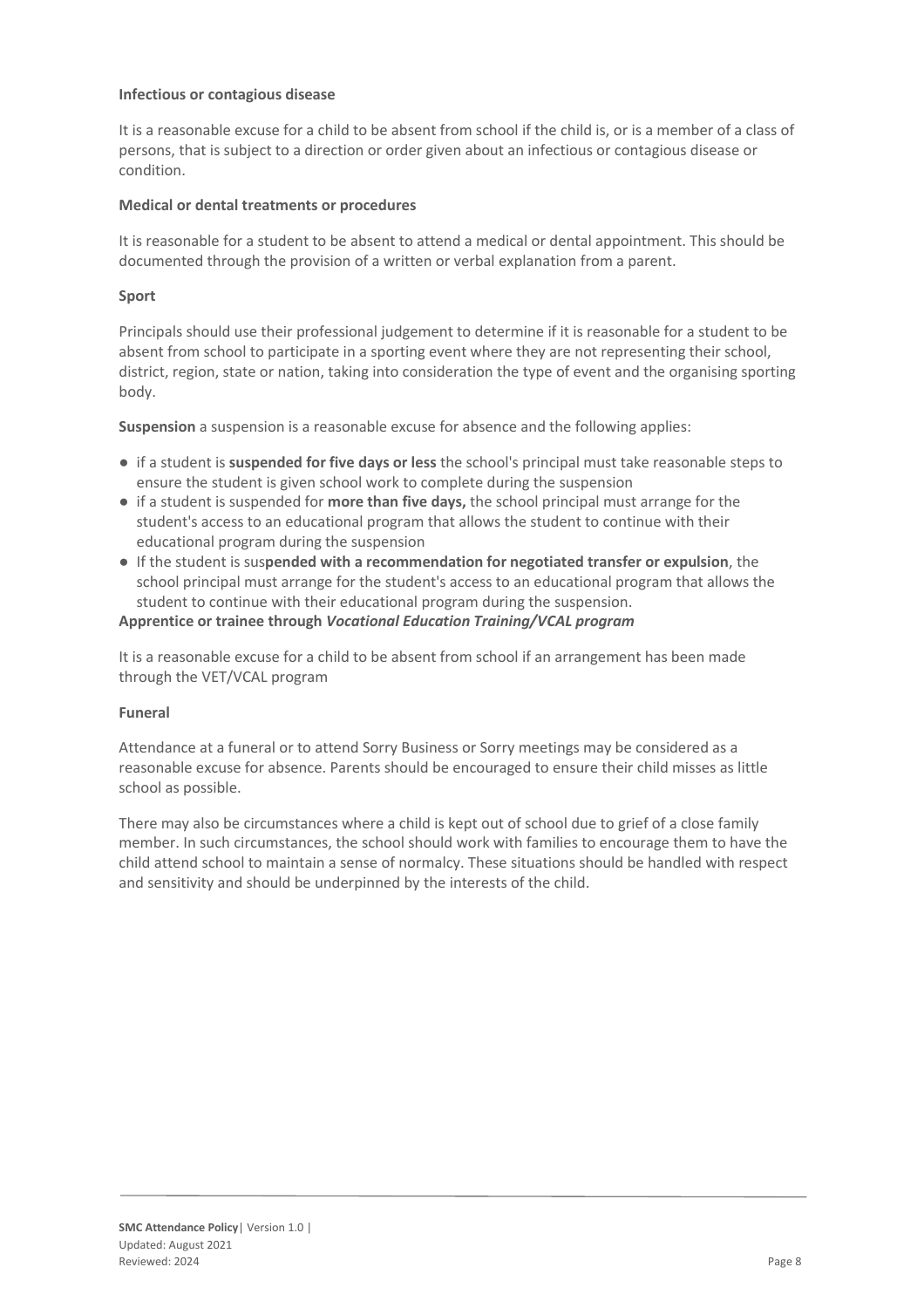**Infectious or contagious disease**

It is a reasonable excuse for a child to be absent from school if the child is, or is a member of a class of persons, that is subject to a direction or order given about an infectious or contagious disease or condition.

**Medical or dental treatments or procedures**

It is reasonable for a student to be absent to attend a medical or dental appointment. This should be documented through the provision of a written or verbal explanation from a parent.

**Sport**

Principals should use their professional judgement to determine if it is reasonable for a student to be absent from school to participate in a sporting event where they are not representing their school, district, region, state or nation, taking into consideration the type of event and the organising sporting body.

**Suspension** a suspension is a reasonable excuse for absence and the following applies:

- if a student is **suspended for five days or less** the school's principal must take reasonable steps to ensure the student is given school work to complete during the suspension
- if a student is suspended for **more than five days,** the school principal must arrange for the student's access to an educational program that allows the student to continue with their educational program during the suspension
- If the student is sus**pended with a recommendation for negotiated transfer or expulsion**, the school principal must arrange for the student's access to an educational program that allows the student to continue with their educational program during the suspension.

**Apprentice or trainee through *Vocational Education Training/VCAL program***

It is a reasonable excuse for a child to be absent from school if an arrangement has been made through the VET/VCAL program

**Funeral**

Attendance at a funeral or to attend Sorry Business or Sorry meetings may be considered as a reasonable excuse for absence. Parents should be encouraged to ensure their child misses as little school as possible.

There may also be circumstances where a child is kept out of school due to grief of a close family member. In such circumstances, the school should work with families to encourage them to have the child attend school to maintain a sense of normalcy. These situations should be handled with respect and sensitivity and should be underpinned by the interests of the child.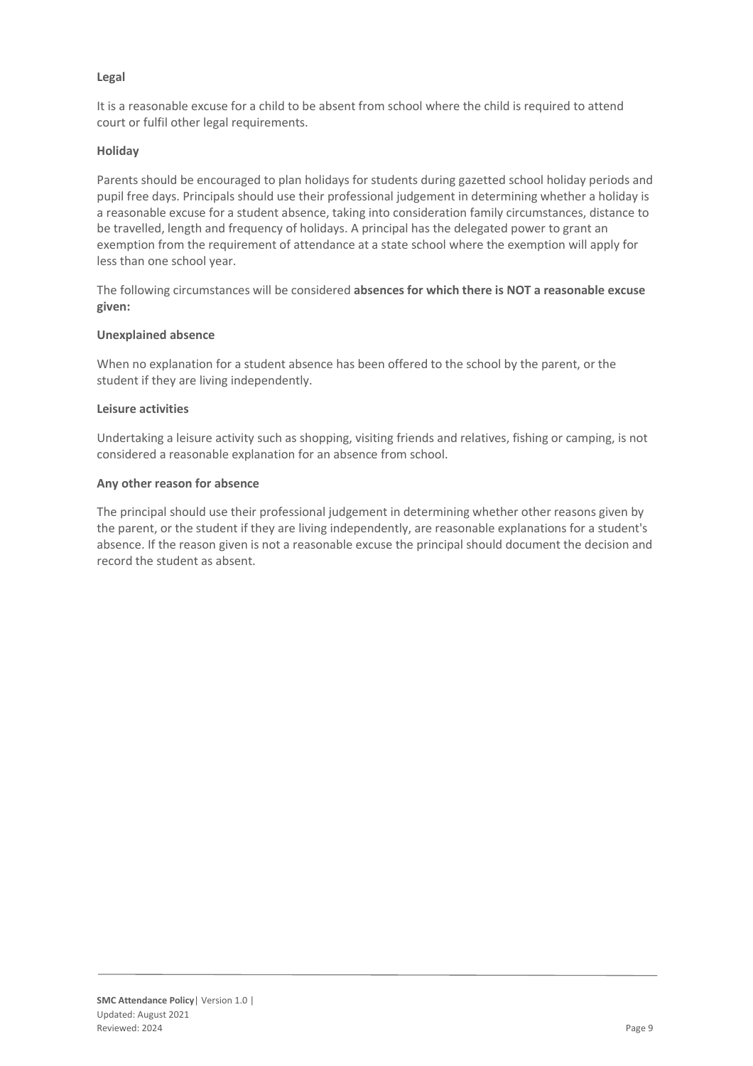**Legal**

It is a reasonable excuse for a child to be absent from school where the child is required to attend court or fulfil other legal requirements.

**Holiday**

Parents should be encouraged to plan holidays for students during gazetted school holiday periods and pupil free days. Principals should use their professional judgement in determining whether a holiday is a reasonable excuse for a student absence, taking into consideration family circumstances, distance to be travelled, length and frequency of holidays. A principal has the delegated power to grant an exemption from the requirement of attendance at a state school where the exemption will apply for less than one school year.

The following circumstances will be considered **absences for which there is NOT a reasonable excuse given:**

**Unexplained absence**

When no explanation for a student absence has been offered to the school by the parent, or the student if they are living independently.

**Leisure activities**

Undertaking a leisure activity such as shopping, visiting friends and relatives, fishing or camping, is not considered a reasonable explanation for an absence from school.

**Any other reason for absence**

The principal should use their professional judgement in determining whether other reasons given by the parent, or the student if they are living independently, are reasonable explanations for a student's absence. If the reason given is not a reasonable excuse the principal should document the decision and record the student as absent.